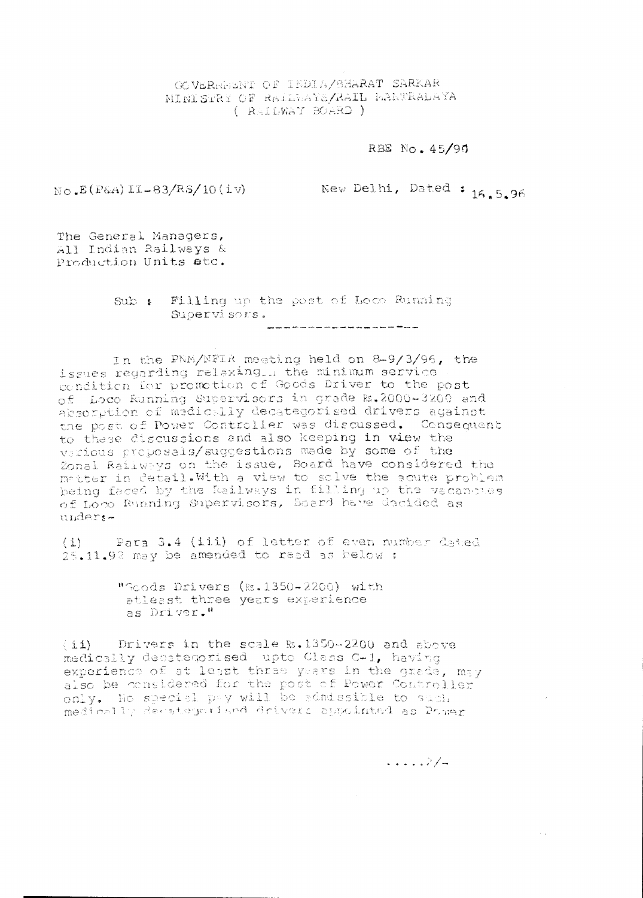GOVERNMENT OF INDIA/BHARAT SARKAR
MINISTRY OF RAILWAYS/RAIL MANTRALAYA
( RAILWAY BOARD )

RBE No. 45/96

No.E(P&A)II-83/RS/10(iv)

New Delhi, Dated : 16.5.96

The General Managers,
All Indian Railways &
Production Units etc.

Sub : Filling up the post of Loco Running Supervisors.

---

In the PNM/NFIR meeting held on 8-9/3/96, the issues regarding relaxing the minimum service condition for promotion of Goods Driver to the post of Loco Running Supervisors in grade Rs.2000-3200 and absorption of medically decategorised drivers against the post of Power Controller was discussed. Consequent to these discussions and also keeping in view the various proposals/suggestions made by some of the Zonal Railways on the issue, Board have considered the matter in detail. With a view to solve the acute problem being faced by the Railways in filling up the vacancies of Loco Running Supervisors, Board have decided as under:-

(i) Para 3.4 (iii) of letter of even number dated 25.11.92 may be amended to read as below :

> "Goods Drivers (Rs.1350-2200) with atleast three years experience as Driver."

(ii) Drivers in the scale Rs.1350-2200 and above medically decategorised upto Class C-1, having experience of at least three years in the grade, may also be considered for the post of Power Controller only. No special pay will be admissible to such medically decategorised drivers appointed as Power

.....2/-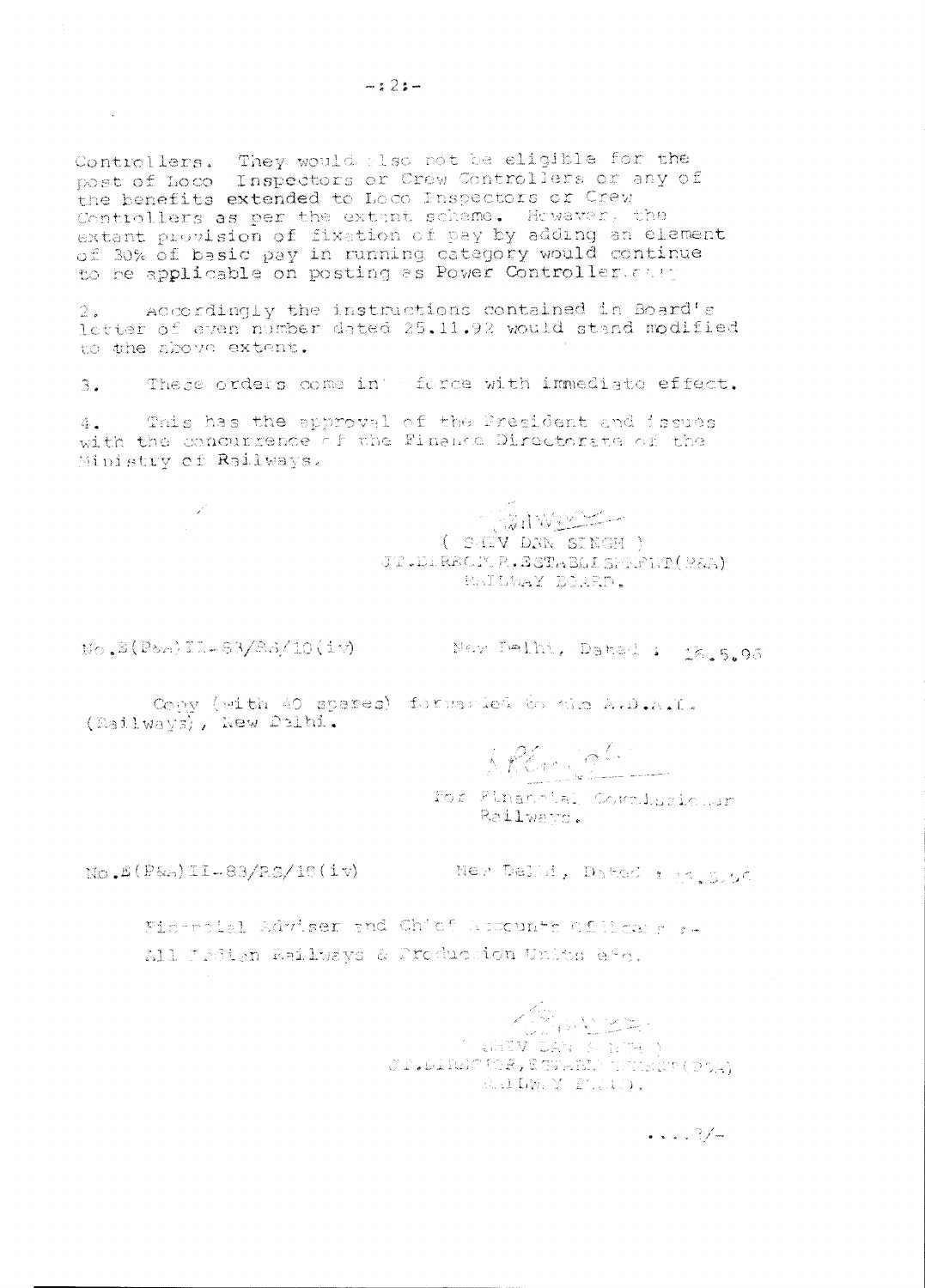Controllers. They would also not be eligible for the post of Loco Inspectors or Crew Controllers or any of the benefits extended to Loco Inspectors or Crew Controllers as per the extent scheme. However, the extant provision of fixation of pay by adding an element of 30% of basic pay in running category would continue to be applicable on posting as Power Controller.

2. Accordingly the instructions contained in Board's letter of even number dated 25.11.92 would stand modified to the above extent.

3. These orders come in force with immediate effect.

4. This has the approval of the President and issues with the concurrence of the Finance Directorate of the Ministry of Railways.

( SHIV DAN SINGH )
JT.DIRECTOR,ESTABLISHMENT(P&A)
RAILWAY BOARD.

No.E(P&A)II-83/RS/10(iv) New Delhi, Dated : 16.5.96

Copy (with 40 spares) forwarded to the A.D.A.I. (Railways), New Delhi.

for Financial Commissioner
Railways.

No.E(P&A)II-83/RS/10(iv) New Delhi, Dated : 16.5.96

Financial Adviser and Chief Accounts Officers :- All Indian Railways & Production Units etc.

( SHIV DAN SINGH )
JT.DIRECTOR,ESTABLISHMENT(P&A)
RAILWAY BOARD.

....3/-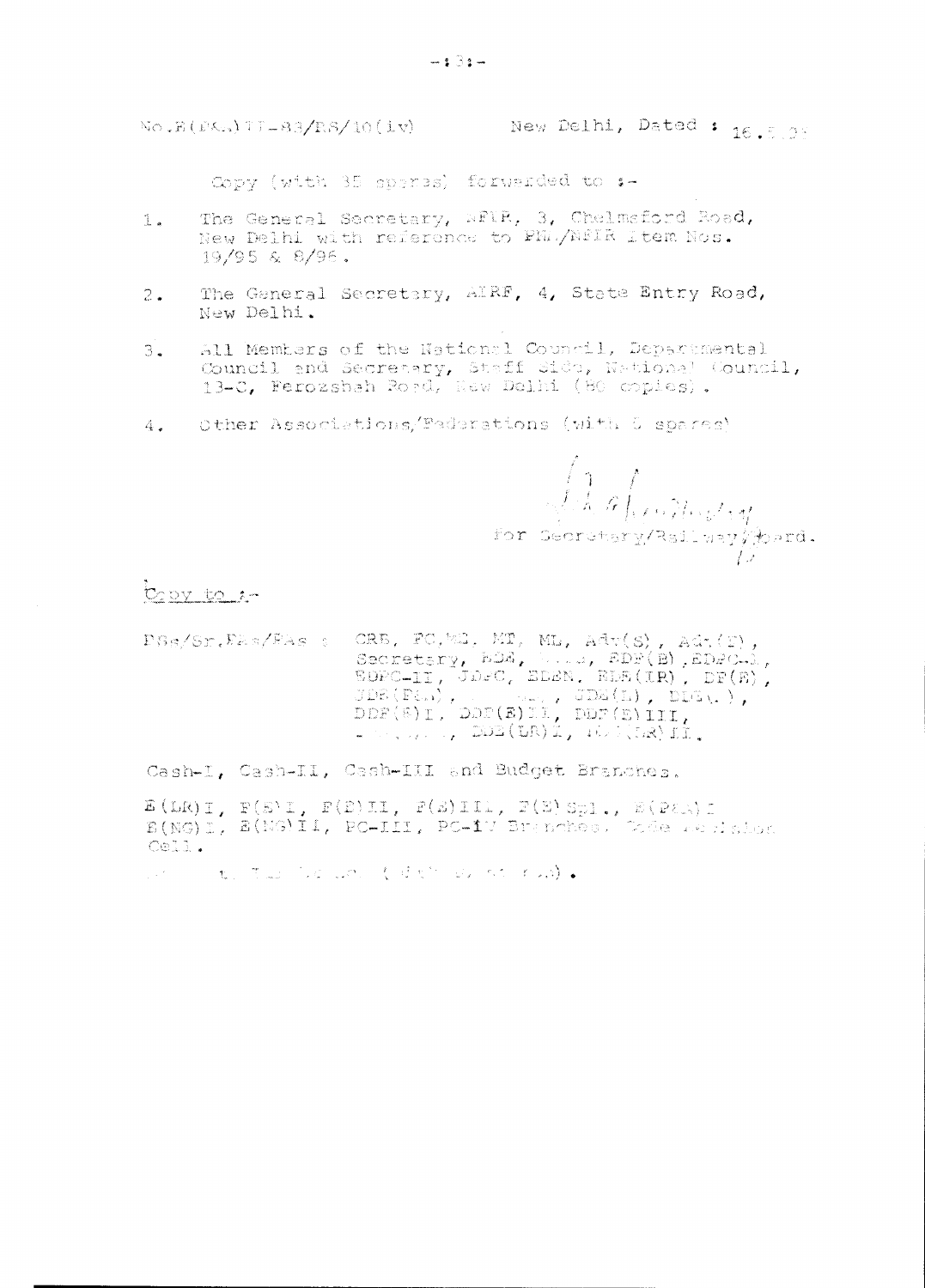No.E(P&A)II-83/RS/10(iv) New Delhi, Dated : 16.5.9-

Copy (with 35 spares) forwarded to :-

1. The General Secretary, AFIR, 3, Chelmsford Road, New Delhi with reference to PNM/AFIR Item Nos. 19/95 & 8/96.

2. The General Secretary, AIRF, 4, State Entry Road, New Delhi.

3. All Members of the National Council, Departmental Council and Secretary, Staff Side, National Council, 13-C, Ferozshah Road, New Delhi (60 copies).

4. Other Associations/Federations (with 5 spares)

For Secretary/Railway Board.

Copy to :-

PSs/Sr.PAs/PAs : CRB, FC, ME, MT, ML, Adv(S), Adv(F), Secretary, EDE, ..., EDF(E), EDPC..., EDPC-II, JDPC, EDEN, EDE(IR), DF(E), JDE(P&A), ..., JDE(L), DDE(..), DDF(E)I, DDF(E)II, DDF(E)III, ..., DDE(LR)I, ..(LR)II.

Cash-I, Cash-II, Cash-III and Budget Branches.

E(LR)I, F(E)I, F(E)II, F(E)III, F(E)Spl., E(P&A)I, E(NG)I, E(NG)II, PC-III, PC-IV Branches. ... Cell.

... (... ...).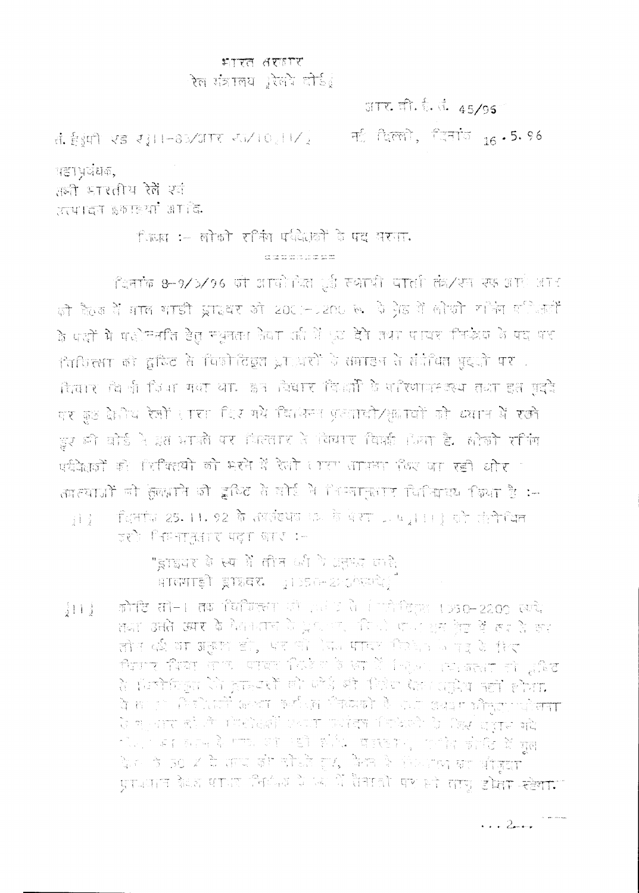भारत सरकार
रेल मंत्रालय (रेलवे बोर्ड)

आर. बी. ई. सं. 45/96

सं. ई(पी एंड ए)II-83/आर एस/10(II/)     नई दिल्ली, दिनांक 16.5.96

महाप्रबंधक,
सभी भारतीय रेलें एवं
उत्पादन इकाइयां आदि.

विषय :- लोको रनिंग पर्यवेक्षकों के पद भरना.

दिनांक 8-9/3/96 को आयोजित (पी स्थायी वार्ता तंत्र/एन एफ आई आर की बैठक में माल गाड़ी ड्राइवर को 2000-3200 रु. के ग्रेड में लोको रनिंग पर्यवेक्षकों के पदों में पदोन्नति हेतु न्यूनतम सेवा जो तीन वर्ष है तथा पावर नियंत्रक के पद पर चिकित्सा की दृष्टि से विकोटिकृत ड्राइवरों के समाहन से संबंधित मुद्दों पर विचार विमर्श किया गया था. इन विचार विमर्शों के परिणामस्वरूप तथा इस मुद्दे पर कुछ क्षेत्रीय रेलों द्वारा दिए गये विभिन्न प्रस्तावों/सुझावों को ध्यान में रखते हुए भी बोर्ड ने इस मामले पर विस्तार से विचार विमर्श किया है. लोको रनिंग पर्यवेक्षकों की रिक्तियों को भरने में रेलों द्वारा सामना किए जा रही कठिनाइयों को दूर करने की दृष्टि से बोर्ड ने निम्नानुसार विनिश्चय किया है :-

(I) दिनांक 25.11.92 के तत्संबंधी पत्र के पैरा 2.5(II) को संशोधित करके निम्नानुसार पढ़ा जाए :-

"ड्राइवर के रूप में तीन वर्ष के अनुभव वाले मालगाड़ी ड्राइवर. (1350-2200 रुपये)"

(II) कोटि सी-1 तक चिकित्सा की दृष्टि से विकोटिकृत 1350-2200 रुपये तथा उससे ऊपर के वेतनमान के ड्राइवर, जिन्हें उनके इस ग्रेड में कम से कम तीन वर्ष का अनुभव हो, पद को पावर नियंत्रक के पद के लिए विचार किया जाए. पावर नियंत्रक के रूप में नियुक्ति चिकित्सा की दृष्टि से विकोटिकृत रेल ड्राइवरों को कोई भी विशेष वेतन अनुमेय नहीं होगा. वे अ... ... ... ... ... अनुसार वरिष्ठ ... ... ... ... विकोटिकृत ... ... ... ... होगा कि ... ... ... कोटि में कुल ... 30 % से ... ... ... ... ... के ... ... ... प्रत्यावर्तन केवल पावर नियंत्रक के पद में तैनाती पर ही लागू होगा/रहेगा.

...2...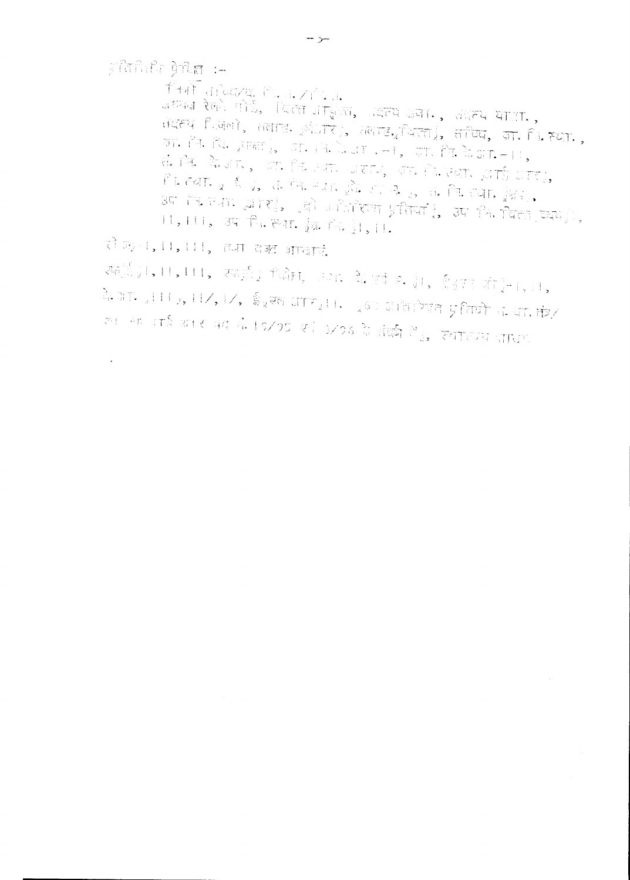प्रतिलिपि प्रेषित :-

निजी सचिव/व. नि. स./नि. स.
अध्यक्ष रेलवे बोर्ड, वित्त आयुक्त, सदस्य इंजी., सदस्य यातायात.,
सदस्य बिजली, सलाह. (भंडार), सलाह. (वित्त), सचिव, का. नि. स्था.,
का. नि. वि. (स्थापना), का. नि. वे.आ.-I, का. नि. वे.आ.-II,
सं. नि. वे.आ., का. नि. स्था. अराज., का. नि. स्था. (औद्यो. संबंध),
नि. स्था. (के), सं. नि. स्था. (नि. एवं के.), सं. नि. स्था. (प्रशा.),
उप नि. स्था. (आरक्षण), (दो अतिरिक्त प्रतियां), उप नि. वित्त (स्था.)-I, II, III, उप नि. स्था. (प्र. नि.) I, II.

वे.आ.-I, II, III, तथा बजट शाखाएं.

स्था.(नि.) I, II, III, स्था. (नीति), स्था. वे. एवं क. (I), ई (एल आर)-I, II, वे.आ. (III), II/, IV, ई (एस आर) II. (50 अतिरिक्त प्रतियां) ... 10/95 एवं 3/96 के संबंध में), स्वास्थ्य शाखा.